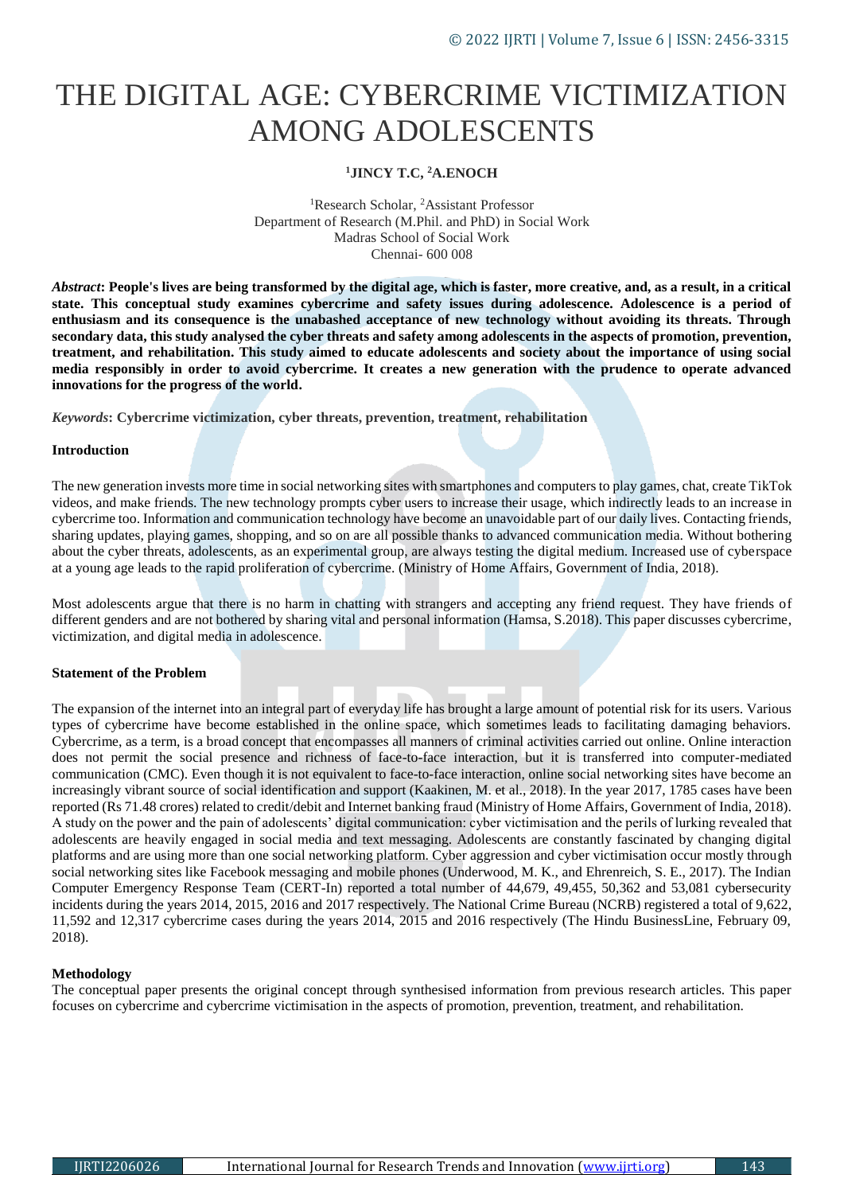# THE DIGITAL AGE: CYBERCRIME VICTIMIZATION AMONG ADOLESCENTS

**[1]JINCY T.C, [2]A.ENOCH**

[1]Research Scholar, [2]Assistant Professor
Department of Research (M.Phil. and PhD) in Social Work
Madras School of Social Work
Chennai- 600 008

***Abstract*: People's lives are being transformed by the digital age, which is faster, more creative, and, as a result, in a critical state. This conceptual study examines cybercrime and safety issues during adolescence. Adolescence is a period of enthusiasm and its consequence is the unabashed acceptance of new technology without avoiding its threats. Through secondary data, this study analysed the cyber threats and safety among adolescents in the aspects of promotion, prevention, treatment, and rehabilitation. This study aimed to educate adolescents and society about the importance of using social media responsibly in order to avoid cybercrime. It creates a new generation with the prudence to operate advanced innovations for the progress of the world.**

***Keywords*: Cybercrime victimization, cyber threats, prevention, treatment, rehabilitation**

## Introduction

The new generation invests more time in social networking sites with smartphones and computers to play games, chat, create TikTok videos, and make friends. The new technology prompts cyber users to increase their usage, which indirectly leads to an increase in cybercrime too. Information and communication technology have become an unavoidable part of our daily lives. Contacting friends, sharing updates, playing games, shopping, and so on are all possible thanks to advanced communication media. Without bothering about the cyber threats, adolescents, as an experimental group, are always testing the digital medium. Increased use of cyberspace at a young age leads to the rapid proliferation of cybercrime. (Ministry of Home Affairs, Government of India, 2018).

Most adolescents argue that there is no harm in chatting with strangers and accepting any friend request. They have friends of different genders and are not bothered by sharing vital and personal information (Hamsa, S.2018). This paper discusses cybercrime, victimization, and digital media in adolescence.

## Statement of the Problem

The expansion of the internet into an integral part of everyday life has brought a large amount of potential risk for its users. Various types of cybercrime have become established in the online space, which sometimes leads to facilitating damaging behaviors. Cybercrime, as a term, is a broad concept that encompasses all manners of criminal activities carried out online. Online interaction does not permit the social presence and richness of face-to-face interaction, but it is transferred into computer-mediated communication (CMC). Even though it is not equivalent to face-to-face interaction, online social networking sites have become an increasingly vibrant source of social identification and support (Kaakinen, M. et al., 2018). In the year 2017, 1785 cases have been reported (Rs 71.48 crores) related to credit/debit and Internet banking fraud (Ministry of Home Affairs, Government of India, 2018). A study on the power and the pain of adolescents' digital communication: cyber victimisation and the perils of lurking revealed that adolescents are heavily engaged in social media and text messaging. Adolescents are constantly fascinated by changing digital platforms and are using more than one social networking platform. Cyber aggression and cyber victimisation occur mostly through social networking sites like Facebook messaging and mobile phones (Underwood, M. K., and Ehrenreich, S. E., 2017). The Indian Computer Emergency Response Team (CERT-In) reported a total number of 44,679, 49,455, 50,362 and 53,081 cybersecurity incidents during the years 2014, 2015, 2016 and 2017 respectively. The National Crime Bureau (NCRB) registered a total of 9,622, 11,592 and 12,317 cybercrime cases during the years 2014, 2015 and 2016 respectively (The Hindu BusinessLine, February 09, 2018).

## Methodology

The conceptual paper presents the original concept through synthesised information from previous research articles. This paper focuses on cybercrime and cybercrime victimisation in the aspects of promotion, prevention, treatment, and rehabilitation.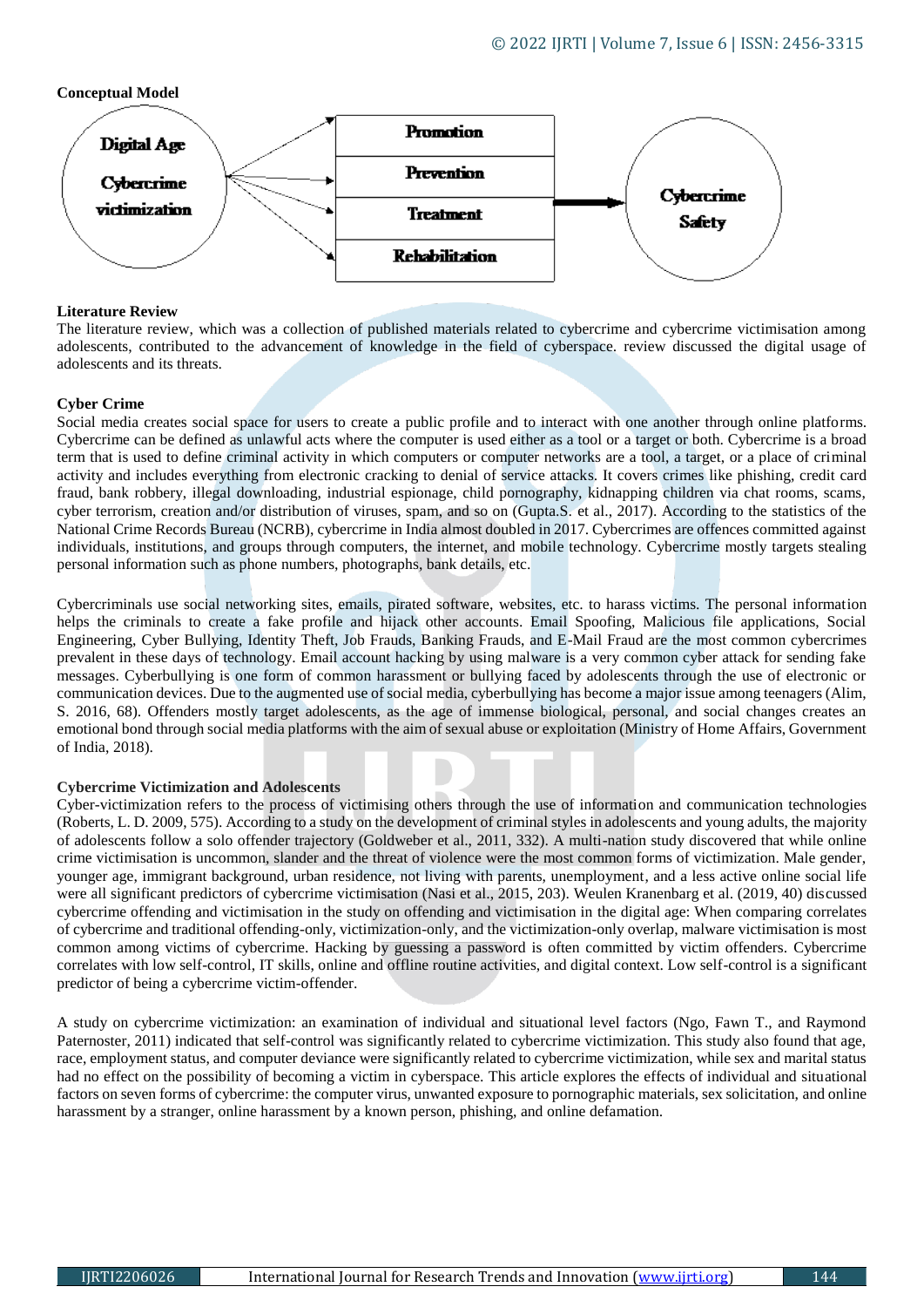**Conceptual Model**

Digital Age Cybercrime victimization → Promotion / Prevention / Treatment / Rehabilitation → Cybercrime Safety

**Literature Review**

The literature review, which was a collection of published materials related to cybercrime and cybercrime victimisation among adolescents, contributed to the advancement of knowledge in the field of cyberspace. review discussed the digital usage of adolescents and its threats.

**Cyber Crime**

Social media creates social space for users to create a public profile and to interact with one another through online platforms. Cybercrime can be defined as unlawful acts where the computer is used either as a tool or a target or both. Cybercrime is a broad term that is used to define criminal activity in which computers or computer networks are a tool, a target, or a place of criminal activity and includes everything from electronic cracking to denial of service attacks. It covers crimes like phishing, credit card fraud, bank robbery, illegal downloading, industrial espionage, child pornography, kidnapping children via chat rooms, scams, cyber terrorism, creation and/or distribution of viruses, spam, and so on (Gupta.S. et al., 2017). According to the statistics of the National Crime Records Bureau (NCRB), cybercrime in India almost doubled in 2017. Cybercrimes are offences committed against individuals, institutions, and groups through computers, the internet, and mobile technology. Cybercrime mostly targets stealing personal information such as phone numbers, photographs, bank details, etc.

Cybercriminals use social networking sites, emails, pirated software, websites, etc. to harass victims. The personal information helps the criminals to create a fake profile and hijack other accounts. Email Spoofing, Malicious file applications, Social Engineering, Cyber Bullying, Identity Theft, Job Frauds, Banking Frauds, and E-Mail Fraud are the most common cybercrimes prevalent in these days of technology. Email account hacking by using malware is a very common cyber attack for sending fake messages. Cyberbullying is one form of common harassment or bullying faced by adolescents through the use of electronic or communication devices. Due to the augmented use of social media, cyberbullying has become a major issue among teenagers (Alim, S. 2016, 68). Offenders mostly target adolescents, as the age of immense biological, personal, and social changes creates an emotional bond through social media platforms with the aim of sexual abuse or exploitation (Ministry of Home Affairs, Government of India, 2018).

**Cybercrime Victimization and Adolescents**

Cyber-victimization refers to the process of victimising others through the use of information and communication technologies (Roberts, L. D. 2009, 575). According to a study on the development of criminal styles in adolescents and young adults, the majority of adolescents follow a solo offender trajectory (Goldweber et al., 2011, 332). A multi-nation study discovered that while online crime victimisation is uncommon, slander and the threat of violence were the most common forms of victimization. Male gender, younger age, immigrant background, urban residence, not living with parents, unemployment, and a less active online social life were all significant predictors of cybercrime victimisation (Nasi et al., 2015, 203). Weulen Kranenbarg et al. (2019, 40) discussed cybercrime offending and victimisation in the study on offending and victimisation in the digital age: When comparing correlates of cybercrime and traditional offending-only, victimization-only, and the victimization-only overlap, malware victimisation is most common among victims of cybercrime. Hacking by guessing a password is often committed by victim offenders. Cybercrime correlates with low self-control, IT skills, online and offline routine activities, and digital context. Low self-control is a significant predictor of being a cybercrime victim-offender.

A study on cybercrime victimization: an examination of individual and situational level factors (Ngo, Fawn T., and Raymond Paternoster, 2011) indicated that self-control was significantly related to cybercrime victimization. This study also found that age, race, employment status, and computer deviance were significantly related to cybercrime victimization, while sex and marital status had no effect on the possibility of becoming a victim in cyberspace. This article explores the effects of individual and situational factors on seven forms of cybercrime: the computer virus, unwanted exposure to pornographic materials, sex solicitation, and online harassment by a stranger, online harassment by a known person, phishing, and online defamation.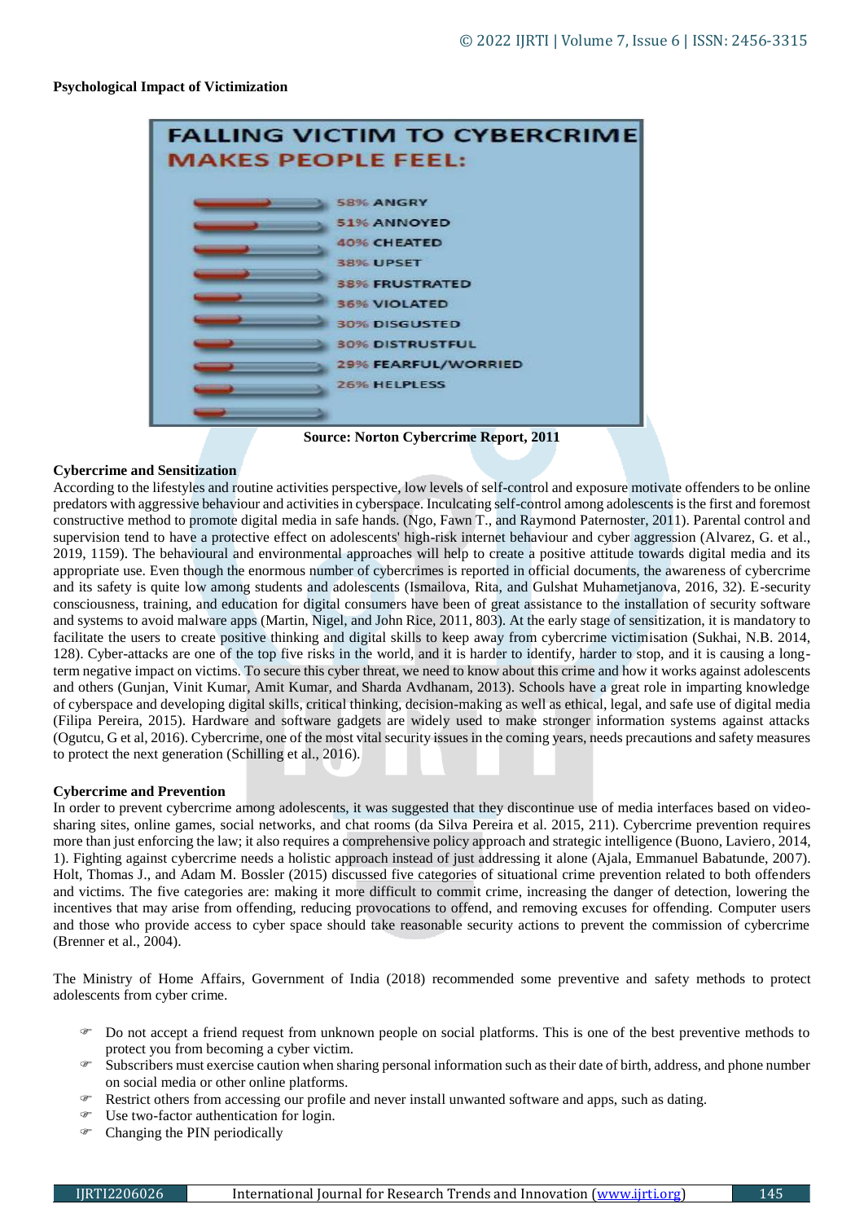**Psychological Impact of Victimization**

FALLING VICTIM TO CYBERCRIME MAKES PEOPLE FEEL:

- 58% ANGRY
- 51% ANNOYED
- 40% CHEATED
- 38% UPSET
- 38% FRUSTRATED
- 36% VIOLATED
- 30% DISGUSTED
- 30% DISTRUSTFUL
- 29% FEARFUL/WORRIED
- 26% HELPLESS

**Source: Norton Cybercrime Report, 2011**

**Cybercrime and Sensitization**

According to the lifestyles and routine activities perspective, low levels of self-control and exposure motivate offenders to be online predators with aggressive behaviour and activities in cyberspace. Inculcating self-control among adolescents is the first and foremost constructive method to promote digital media in safe hands. (Ngo, Fawn T., and Raymond Paternoster, 2011). Parental control and supervision tend to have a protective effect on adolescents' high-risk internet behaviour and cyber aggression (Alvarez, G. et al., 2019, 1159). The behavioural and environmental approaches will help to create a positive attitude towards digital media and its appropriate use. Even though the enormous number of cybercrimes is reported in official documents, the awareness of cybercrime and its safety is quite low among students and adolescents (Ismailova, Rita, and Gulshat Muhametjanova, 2016, 32). E-security consciousness, training, and education for digital consumers have been of great assistance to the installation of security software and systems to avoid malware apps (Martin, Nigel, and John Rice, 2011, 803). At the early stage of sensitization, it is mandatory to facilitate the users to create positive thinking and digital skills to keep away from cybercrime victimisation (Sukhai, N.B. 2014, 128). Cyber-attacks are one of the top five risks in the world, and it is harder to identify, harder to stop, and it is causing a long-term negative impact on victims. To secure this cyber threat, we need to know about this crime and how it works against adolescents and others (Gunjan, Vinit Kumar, Amit Kumar, and Sharda Avdhanam, 2013). Schools have a great role in imparting knowledge of cyberspace and developing digital skills, critical thinking, decision-making as well as ethical, legal, and safe use of digital media (Filipa Pereira, 2015). Hardware and software gadgets are widely used to make stronger information systems against attacks (Ogutcu, G et al, 2016). Cybercrime, one of the most vital security issues in the coming years, needs precautions and safety measures to protect the next generation (Schilling et al., 2016).

**Cybercrime and Prevention**

In order to prevent cybercrime among adolescents, it was suggested that they discontinue use of media interfaces based on video-sharing sites, online games, social networks, and chat rooms (da Silva Pereira et al. 2015, 211). Cybercrime prevention requires more than just enforcing the law; it also requires a comprehensive policy approach and strategic intelligence (Buono, Laviero, 2014, 1). Fighting against cybercrime needs a holistic approach instead of just addressing it alone (Ajala, Emmanuel Babatunde, 2007). Holt, Thomas J., and Adam M. Bossler (2015) discussed five categories of situational crime prevention related to both offenders and victims. The five categories are: making it more difficult to commit crime, increasing the danger of detection, lowering the incentives that may arise from offending, reducing provocations to offend, and removing excuses for offending. Computer users and those who provide access to cyber space should take reasonable security actions to prevent the commission of cybercrime (Brenner et al., 2004).

The Ministry of Home Affairs, Government of India (2018) recommended some preventive and safety methods to protect adolescents from cyber crime.

- Do not accept a friend request from unknown people on social platforms. This is one of the best preventive methods to protect you from becoming a cyber victim.
- Subscribers must exercise caution when sharing personal information such as their date of birth, address, and phone number on social media or other online platforms.
- Restrict others from accessing our profile and never install unwanted software and apps, such as dating.
- Use two-factor authentication for login.
- Changing the PIN periodically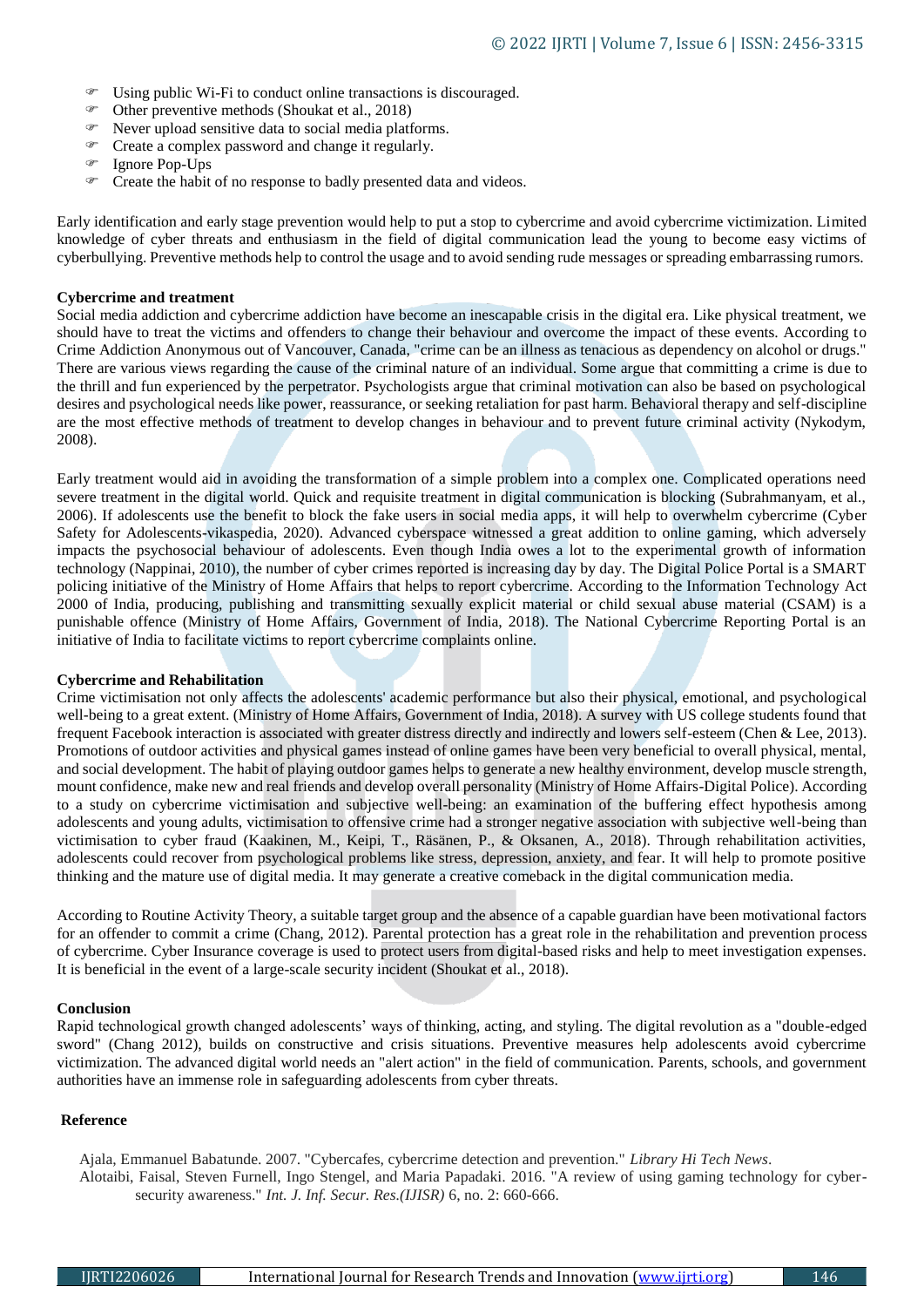- Using public Wi-Fi to conduct online transactions is discouraged.
- Other preventive methods (Shoukat et al., 2018)
- Never upload sensitive data to social media platforms.
- Create a complex password and change it regularly.
- Ignore Pop-Ups
- Create the habit of no response to badly presented data and videos.

Early identification and early stage prevention would help to put a stop to cybercrime and avoid cybercrime victimization. Limited knowledge of cyber threats and enthusiasm in the field of digital communication lead the young to become easy victims of cyberbullying. Preventive methods help to control the usage and to avoid sending rude messages or spreading embarrassing rumors.

**Cybercrime and treatment**

Social media addiction and cybercrime addiction have become an inescapable crisis in the digital era. Like physical treatment, we should have to treat the victims and offenders to change their behaviour and overcome the impact of these events. According to Crime Addiction Anonymous out of Vancouver, Canada, "crime can be an illness as tenacious as dependency on alcohol or drugs." There are various views regarding the cause of the criminal nature of an individual. Some argue that committing a crime is due to the thrill and fun experienced by the perpetrator. Psychologists argue that criminal motivation can also be based on psychological desires and psychological needs like power, reassurance, or seeking retaliation for past harm. Behavioral therapy and self-discipline are the most effective methods of treatment to develop changes in behaviour and to prevent future criminal activity (Nykodym, 2008).

Early treatment would aid in avoiding the transformation of a simple problem into a complex one. Complicated operations need severe treatment in the digital world. Quick and requisite treatment in digital communication is blocking (Subrahmanyam, et al., 2006). If adolescents use the benefit to block the fake users in social media apps, it will help to overwhelm cybercrime (Cyber Safety for Adolescents-vikaspedia, 2020). Advanced cyberspace witnessed a great addition to online gaming, which adversely impacts the psychosocial behaviour of adolescents. Even though India owes a lot to the experimental growth of information technology (Nappinai, 2010), the number of cyber crimes reported is increasing day by day. The Digital Police Portal is a SMART policing initiative of the Ministry of Home Affairs that helps to report cybercrime. According to the Information Technology Act 2000 of India, producing, publishing and transmitting sexually explicit material or child sexual abuse material (CSAM) is a punishable offence (Ministry of Home Affairs, Government of India, 2018). The National Cybercrime Reporting Portal is an initiative of India to facilitate victims to report cybercrime complaints online.

**Cybercrime and Rehabilitation**

Crime victimisation not only affects the adolescents' academic performance but also their physical, emotional, and psychological well-being to a great extent. (Ministry of Home Affairs, Government of India, 2018). A survey with US college students found that frequent Facebook interaction is associated with greater distress directly and indirectly and lowers self-esteem (Chen & Lee, 2013). Promotions of outdoor activities and physical games instead of online games have been very beneficial to overall physical, mental, and social development. The habit of playing outdoor games helps to generate a new healthy environment, develop muscle strength, mount confidence, make new and real friends and develop overall personality (Ministry of Home Affairs-Digital Police). According to a study on cybercrime victimisation and subjective well-being: an examination of the buffering effect hypothesis among adolescents and young adults, victimisation to offensive crime had a stronger negative association with subjective well-being than victimisation to cyber fraud (Kaakinen, M., Keipi, T., Räsänen, P., & Oksanen, A., 2018). Through rehabilitation activities, adolescents could recover from psychological problems like stress, depression, anxiety, and fear. It will help to promote positive thinking and the mature use of digital media. It may generate a creative comeback in the digital communication media.

According to Routine Activity Theory, a suitable target group and the absence of a capable guardian have been motivational factors for an offender to commit a crime (Chang, 2012). Parental protection has a great role in the rehabilitation and prevention process of cybercrime. Cyber Insurance coverage is used to protect users from digital-based risks and help to meet investigation expenses. It is beneficial in the event of a large-scale security incident (Shoukat et al., 2018).

**Conclusion**

Rapid technological growth changed adolescents' ways of thinking, acting, and styling. The digital revolution as a "double-edged sword" (Chang 2012), builds on constructive and crisis situations. Preventive measures help adolescents avoid cybercrime victimization. The advanced digital world needs an "alert action" in the field of communication. Parents, schools, and government authorities have an immense role in safeguarding adolescents from cyber threats.

**Reference**

Ajala, Emmanuel Babatunde. 2007. "Cybercafes, cybercrime detection and prevention." *Library Hi Tech News*.

Alotaibi, Faisal, Steven Furnell, Ingo Stengel, and Maria Papadaki. 2016. "A review of using gaming technology for cyber-security awareness." *Int. J. Inf. Secur. Res.(IJISR)* 6, no. 2: 660-666.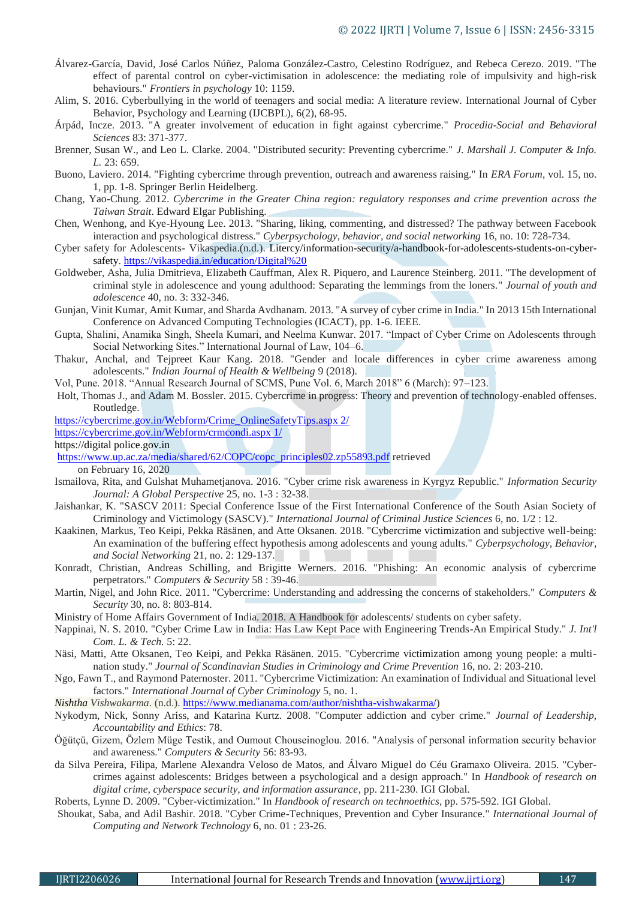Álvarez-García, David, José Carlos Núñez, Paloma González-Castro, Celestino Rodríguez, and Rebeca Cerezo. 2019. "The effect of parental control on cyber-victimisation in adolescence: the mediating role of impulsivity and high-risk behaviours." *Frontiers in psychology* 10: 1159.

Alim, S. 2016. Cyberbullying in the world of teenagers and social media: A literature review. International Journal of Cyber Behavior, Psychology and Learning (IJCBPL), 6(2), 68-95.

Árpád, Incze. 2013. "A greater involvement of education in fight against cybercrime." *Procedia-Social and Behavioral Sciences* 83: 371-377.

Brenner, Susan W., and Leo L. Clarke. 2004. "Distributed security: Preventing cybercrime." *J. Marshall J. Computer & Info. L.* 23: 659.

Buono, Laviero. 2014. "Fighting cybercrime through prevention, outreach and awareness raising." In *ERA Forum*, vol. 15, no. 1, pp. 1-8. Springer Berlin Heidelberg.

Chang, Yao-Chung. 2012. *Cybercrime in the Greater China region: regulatory responses and crime prevention across the Taiwan Strait*. Edward Elgar Publishing.

Chen, Wenhong, and Kye-Hyoung Lee. 2013. "Sharing, liking, commenting, and distressed? The pathway between Facebook interaction and psychological distress." *Cyberpsychology, behavior, and social networking* 16, no. 10: 728-734.

Cyber safety for Adolescents- Vikaspedia.(n.d.). Litercy/information-security/a-handbook-for-adolescents-students-on-cyber-safety. https://vikaspedia.in/education/Digital%20

Goldweber, Asha, Julia Dmitrieva, Elizabeth Cauffman, Alex R. Piquero, and Laurence Steinberg. 2011. "The development of criminal style in adolescence and young adulthood: Separating the lemmings from the loners." *Journal of youth and adolescence* 40, no. 3: 332-346.

Gunjan, Vinit Kumar, Amit Kumar, and Sharda Avdhanam. 2013. "A survey of cyber crime in India." In 2013 15th International Conference on Advanced Computing Technologies (ICACT), pp. 1-6. IEEE.

Gupta, Shalini, Anamika Singh, Sheela Kumari, and Neelma Kunwar. 2017. "Impact of Cyber Crime on Adolescents through Social Networking Sites." International Journal of Law, 104–6.

Thakur, Anchal, and Tejpreet Kaur Kang. 2018. "Gender and locale differences in cyber crime awareness among adolescents." *Indian Journal of Health & Wellbeing* 9 (2018).

Vol, Pune. 2018. "Annual Research Journal of SCMS, Pune Vol. 6, March 2018" 6 (March): 97–123.

Holt, Thomas J., and Adam M. Bossler. 2015. Cybercrime in progress: Theory and prevention of technology-enabled offenses. Routledge.

https://cybercrime.gov.in/Webform/Crime_OnlineSafetyTips.aspx 2/

https://cybercrime.gov.in/Webform/crmcondi.aspx 1/

https://digital police.gov.in

https://www.up.ac.za/media/shared/62/COPC/copc_principles02.zp55893.pdf retrieved on February 16, 2020

Ismailova, Rita, and Gulshat Muhametjanova. 2016. "Cyber crime risk awareness in Kyrgyz Republic." *Information Security Journal: A Global Perspective* 25, no. 1-3 : 32-38.

Jaishankar, K. "SASCV 2011: Special Conference Issue of the First International Conference of the South Asian Society of Criminology and Victimology (SASCV)." *International Journal of Criminal Justice Sciences* 6, no. 1/2 : 12.

Kaakinen, Markus, Teo Keipi, Pekka Räsänen, and Atte Oksanen. 2018. "Cybercrime victimization and subjective well-being: An examination of the buffering effect hypothesis among adolescents and young adults." *Cyberpsychology, Behavior, and Social Networking* 21, no. 2: 129-137.

Konradt, Christian, Andreas Schilling, and Brigitte Werners. 2016. "Phishing: An economic analysis of cybercrime perpetrators." *Computers & Security* 58 : 39-46.

Martin, Nigel, and John Rice. 2011. "Cybercrime: Understanding and addressing the concerns of stakeholders." *Computers & Security* 30, no. 8: 803-814.

Ministry of Home Affairs Government of India. 2018. A Handbook for adolescents/ students on cyber safety.

Nappinai, N. S. 2010. "Cyber Crime Law in India: Has Law Kept Pace with Engineering Trends-An Empirical Study." *J. Int'l Com. L. & Tech.* 5: 22.

Näsi, Matti, Atte Oksanen, Teo Keipi, and Pekka Räsänen. 2015. "Cybercrime victimization among young people: a multi-nation study." *Journal of Scandinavian Studies in Criminology and Crime Prevention* 16, no. 2: 203-210.

Ngo, Fawn T., and Raymond Paternoster. 2011. "Cybercrime Victimization: An examination of Individual and Situational level factors." *International Journal of Cyber Criminology* 5, no. 1.

*Nishtha Vishwakarma*. (n.d.). https://www.medianama.com/author/nishtha-vishwakarma/)

Nykodym, Nick, Sonny Ariss, and Katarina Kurtz. 2008. "Computer addiction and cyber crime." *Journal of Leadership, Accountability and Ethics*: 78.

Öğütçü, Gizem, Özlem Müge Testik, and Oumout Chouseinoglou. 2016. "Analysis of personal information security behavior and awareness." *Computers & Security* 56: 83-93.

da Silva Pereira, Filipa, Marlene Alexandra Veloso de Matos, and Álvaro Miguel do Céu Gramaxo Oliveira. 2015. "Cyber-crimes against adolescents: Bridges between a psychological and a design approach." In *Handbook of research on digital crime, cyberspace security, and information assurance*, pp. 211-230. IGI Global.

Roberts, Lynne D. 2009. "Cyber-victimization." In *Handbook of research on technoethics*, pp. 575-592. IGI Global.

Shoukat, Saba, and Adil Bashir. 2018. "Cyber Crime-Techniques, Prevention and Cyber Insurance." *International Journal of Computing and Network Technology* 6, no. 01 : 23-26.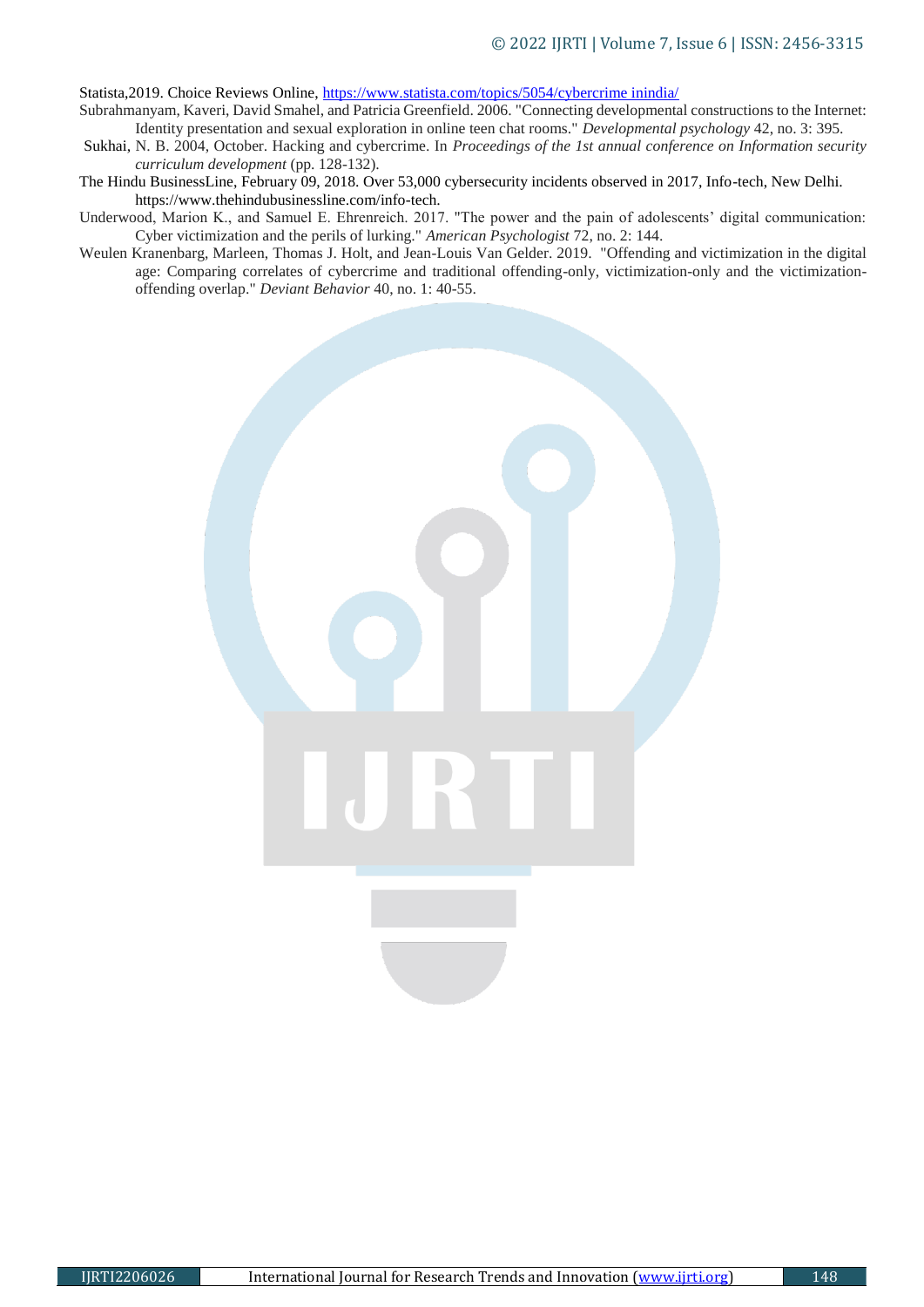Statista,2019. Choice Reviews Online, [https://www.statista.com/topics/5054/cybercrime inindia/](https://www.statista.com/topics/5054/cybercrime%20inindia/)

Subrahmanyam, Kaveri, David Smahel, and Patricia Greenfield. 2006. "Connecting developmental constructions to the Internet: Identity presentation and sexual exploration in online teen chat rooms." *Developmental psychology* 42, no. 3: 395.

Sukhai, N. B. 2004, October. Hacking and cybercrime. In *Proceedings of the 1st annual conference on Information security curriculum development* (pp. 128-132).

The Hindu BusinessLine, February 09, 2018. Over 53,000 cybersecurity incidents observed in 2017, Info-tech, New Delhi. https://www.thehindubusinessline.com/info-tech.

Underwood, Marion K., and Samuel E. Ehrenreich. 2017. "The power and the pain of adolescents' digital communication: Cyber victimization and the perils of lurking." *American Psychologist* 72, no. 2: 144.

Weulen Kranenbarg, Marleen, Thomas J. Holt, and Jean-Louis Van Gelder. 2019. "Offending and victimization in the digital age: Comparing correlates of cybercrime and traditional offending-only, victimization-only and the victimization-offending overlap." *Deviant Behavior* 40, no. 1: 40-55.